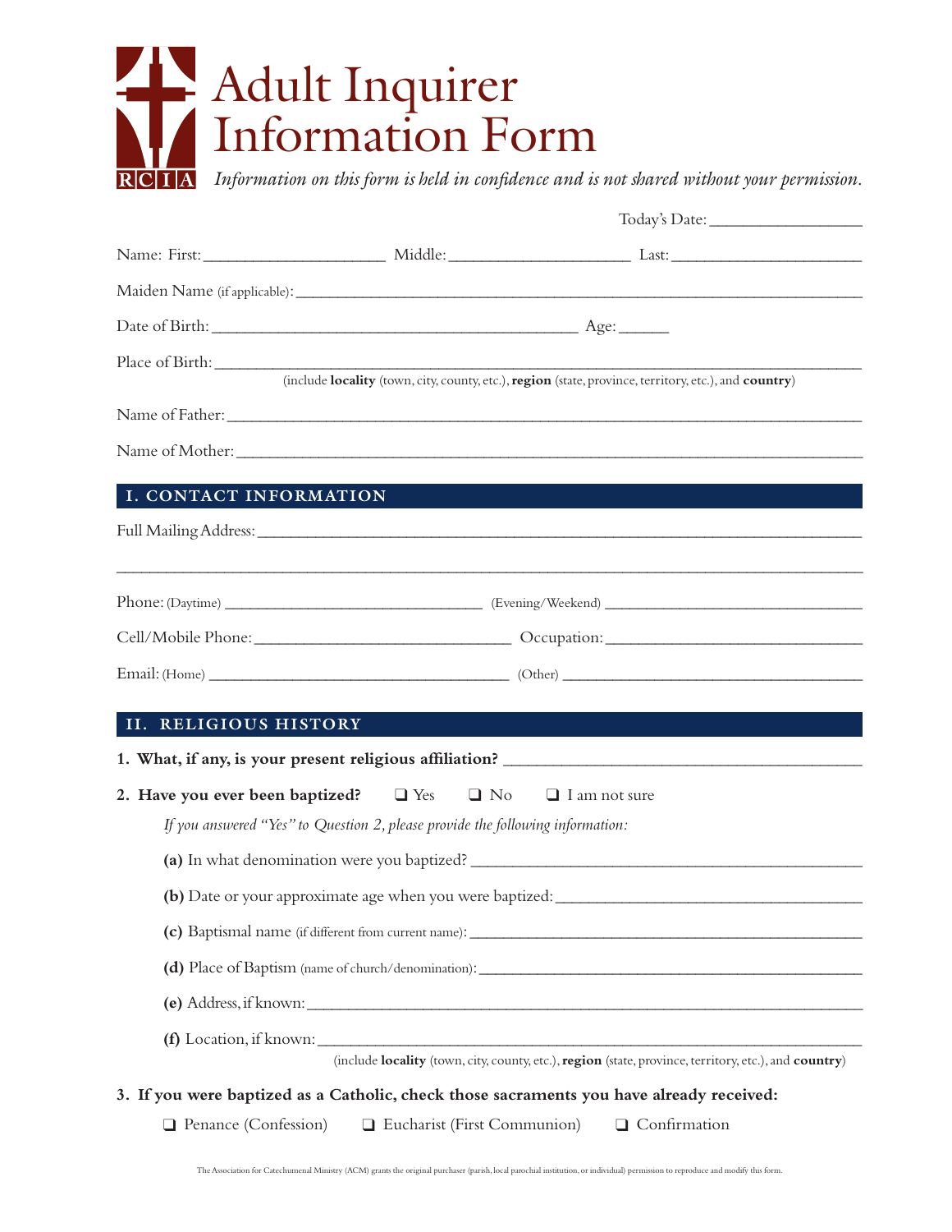# Adult Inquirer Information Form

RCIA

*Information on this form is held in confidence and is not shared without your permission.*

Today's Date: ________________

Name: First: ____________________ Middle: ____________________ Last: ____________________

Maiden Name (if applicable): ____________________________________________

Date of Birth: ________________________________ Age: ______

Place of Birth: ____________________________________________
(include **locality** (town, city, county, etc.), **region** (state, province, territory, etc.), and **country**)

Name of Father: ____________________________________________

Name of Mother: ____________________________________________

## I. CONTACT INFORMATION

Full Mailing Address: ____________________________________________

____________________________________________

Phone: (Daytime) ______________________ (Evening/Weekend) ______________________

Cell/Mobile Phone: ______________________ Occupation: ______________________

Email: (Home) ______________________ (Other) ______________________

## II. RELIGIOUS HISTORY

**1. What, if any, is your present religious affiliation?** ______________________

**2. Have you ever been baptized?** ❑ Yes ❑ No ❑ I am not sure

*If you answered "Yes" to Question 2, please provide the following information:*

**(a)** In what denomination were you baptized? ______________________

**(b)** Date or your approximate age when you were baptized: ______________________

**(c)** Baptismal name (if different from current name): ______________________

**(d)** Place of Baptism (name of church/denomination): ______________________

**(e)** Address, if known: ______________________

**(f)** Location, if known: ______________________
(include **locality** (town, city, county, etc.), **region** (state, province, territory, etc.), and **country**)

**3. If you were baptized as a Catholic, check those sacraments you have already received:**

❑ Penance (Confession) ❑ Eucharist (First Communion) ❑ Confirmation

The Association for Catechumenal Ministry (ACM) grants the original purchaser (parish, local parochial institution, or individual) permission to reproduce and modify this form.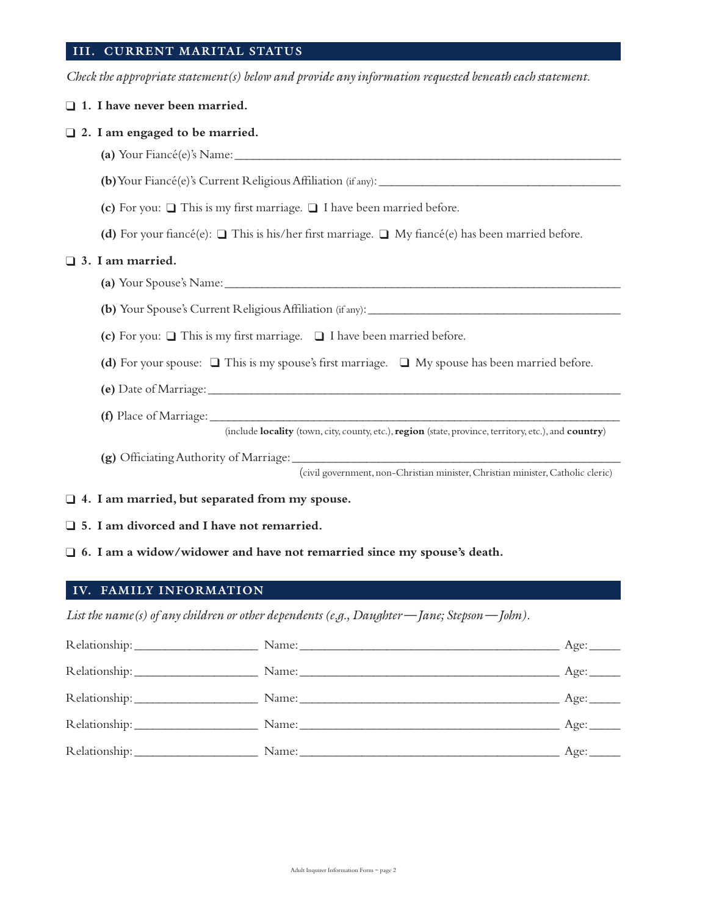## III. CURRENT MARITAL STATUS

*Check the appropriate statement(s) below and provide any information requested beneath each statement.*

❑ **1. I have never been married.**

❑ **2. I am engaged to be married.**

**(a)** Your Fiancé(e)'s Name: ____________________________________________

**(b)** Your Fiancé(e)'s Current Religious Affiliation (if any): ____________________________

**(c)** For you: ❑ This is my first marriage. ❑ I have been married before.

**(d)** For your fiancé(e): ❑ This is his/her first marriage. ❑ My fiancé(e) has been married before.

❑ **3. I am married.**

**(a)** Your Spouse's Name: ____________________________________________

**(b)** Your Spouse's Current Religious Affiliation (if any): ____________________________

**(c)** For you: ❑ This is my first marriage. ❑ I have been married before.

**(d)** For your spouse: ❑ This is my spouse's first marriage. ❑ My spouse has been married before.

**(e)** Date of Marriage: ____________________________________________

**(f)** Place of Marriage: ____________________________________________
(include **locality** (town, city, county, etc.), **region** (state, province, territory, etc.), and **country**)

**(g)** Officiating Authority of Marriage: ____________________________________
(civil government, non-Christian minister, Christian minister, Catholic cleric)

❑ **4. I am married, but separated from my spouse.**

❑ **5. I am divorced and I have not remarried.**

❑ **6. I am a widow/widower and have not remarried since my spouse's death.**

## IV. FAMILY INFORMATION

*List the name(s) of any children or other dependents (e.g., Daughter—Jane; Stepson—John).*

Relationship: ____________ Name: ______________________________ Age: _____

Relationship: ____________ Name: ______________________________ Age: _____

Relationship: ____________ Name: ______________________________ Age: _____

Relationship: ____________ Name: ______________________________ Age: _____

Relationship: ____________ Name: ______________________________ Age: _____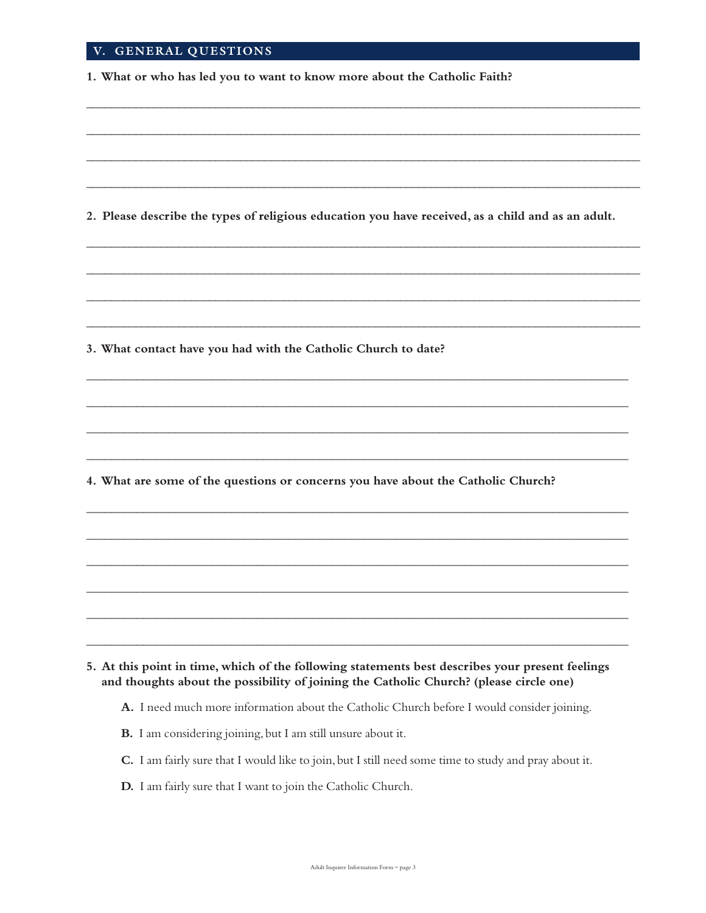## V. GENERAL QUESTIONS

**1. What or who has led you to want to know more about the Catholic Faith?**

______________________________________________________________________________

______________________________________________________________________________

______________________________________________________________________________

______________________________________________________________________________

**2. Please describe the types of religious education you have received, as a child and as an adult.**

______________________________________________________________________________

______________________________________________________________________________

______________________________________________________________________________

______________________________________________________________________________

**3. What contact have you had with the Catholic Church to date?**

______________________________________________________________________________

______________________________________________________________________________

______________________________________________________________________________

______________________________________________________________________________

**4. What are some of the questions or concerns you have about the Catholic Church?**

______________________________________________________________________________

______________________________________________________________________________

______________________________________________________________________________

______________________________________________________________________________

______________________________________________________________________________

______________________________________________________________________________

**5. At this point in time, which of the following statements best describes your present feelings and thoughts about the possibility of joining the Catholic Church? (please circle one)**

**A.** I need much more information about the Catholic Church before I would consider joining.

**B.** I am considering joining, but I am still unsure about it.

**C.** I am fairly sure that I would like to join, but I still need some time to study and pray about it.

**D.** I am fairly sure that I want to join the Catholic Church.